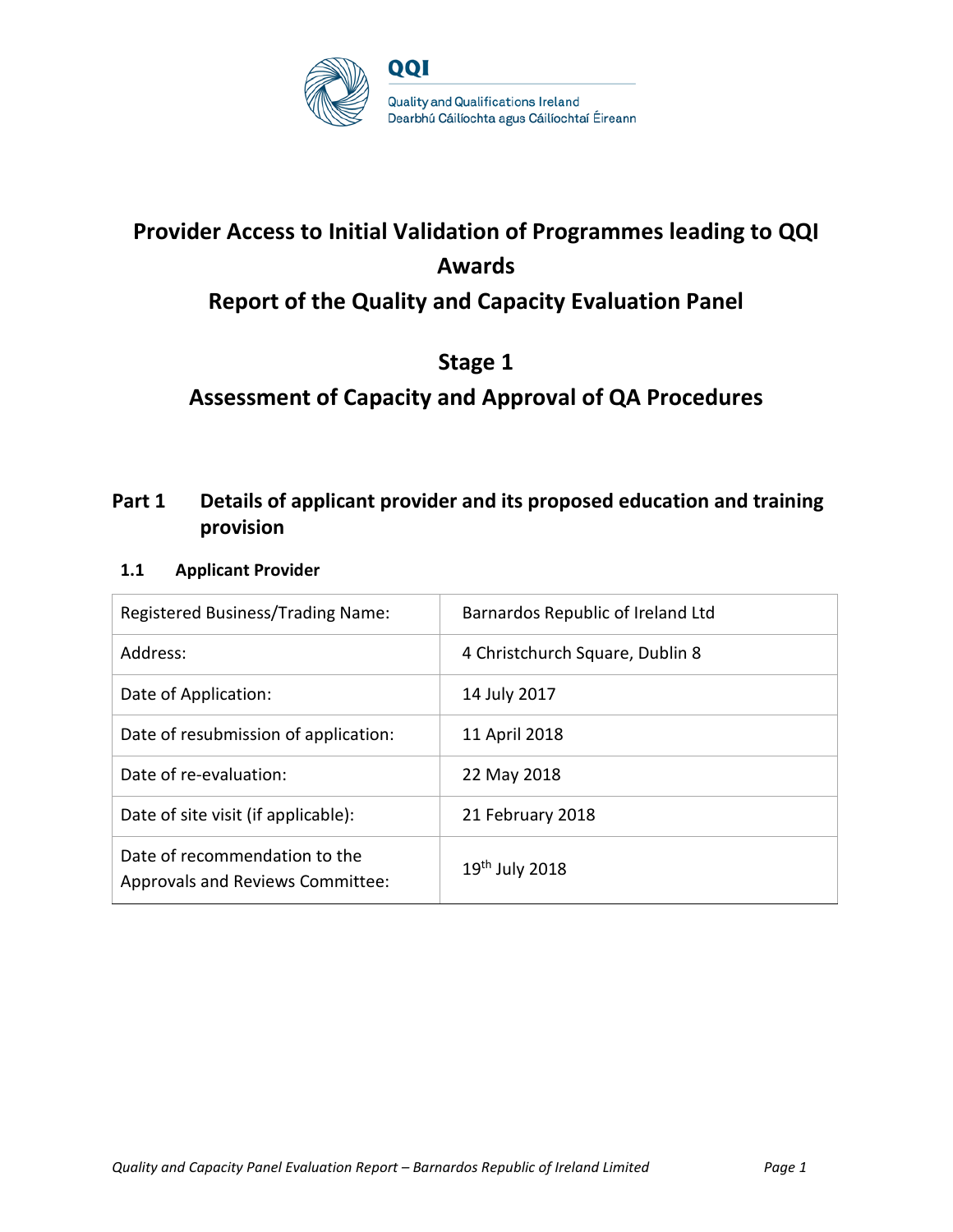QQI

Quality and Qualifications Ireland
Dearbhú Cáilíochta agus Cáilíochtaí Éireann

# Provider Access to Initial Validation of Programmes leading to QQI Awards

# Report of the Quality and Capacity Evaluation Panel

# Stage 1

# Assessment of Capacity and Approval of QA Procedures

## Part 1 Details of applicant provider and its proposed education and training provision

### 1.1 Applicant Provider

| Registered Business/Trading Name: | Barnardos Republic of Ireland Ltd |
|---|---|
| Address: | 4 Christchurch Square, Dublin 8 |
| Date of Application: | 14 July 2017 |
| Date of resubmission of application: | 11 April 2018 |
| Date of re-evaluation: | 22 May 2018 |
| Date of site visit (if applicable): | 21 February 2018 |
| Date of recommendation to the Approvals and Reviews Committee: | 19th July 2018 |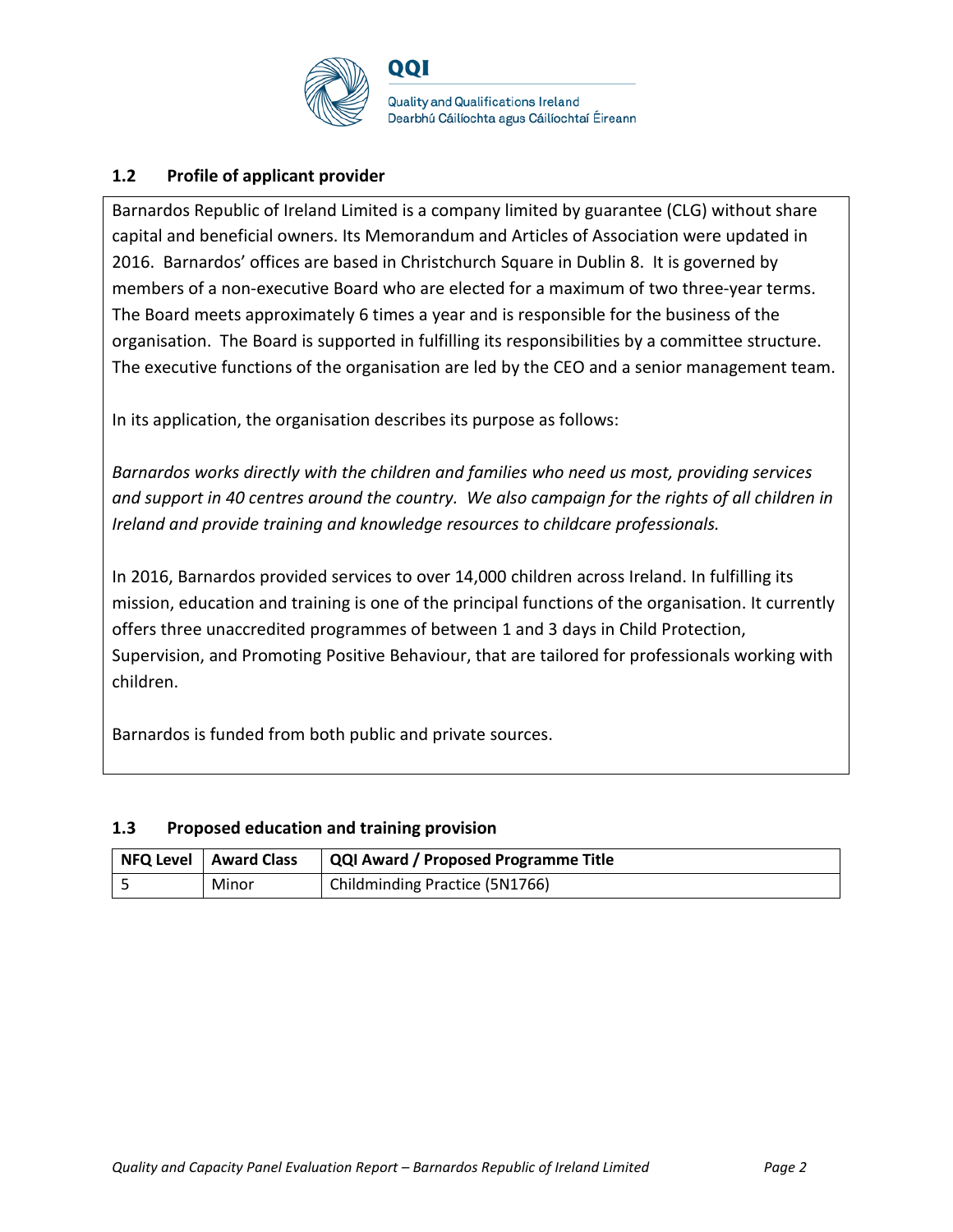### 1.2 Profile of applicant provider

Barnardos Republic of Ireland Limited is a company limited by guarantee (CLG) without share capital and beneficial owners. Its Memorandum and Articles of Association were updated in 2016. Barnardos' offices are based in Christchurch Square in Dublin 8. It is governed by members of a non-executive Board who are elected for a maximum of two three-year terms. The Board meets approximately 6 times a year and is responsible for the business of the organisation. The Board is supported in fulfilling its responsibilities by a committee structure. The executive functions of the organisation are led by the CEO and a senior management team.

In its application, the organisation describes its purpose as follows:

*Barnardos works directly with the children and families who need us most, providing services and support in 40 centres around the country. We also campaign for the rights of all children in Ireland and provide training and knowledge resources to childcare professionals.*

In 2016, Barnardos provided services to over 14,000 children across Ireland. In fulfilling its mission, education and training is one of the principal functions of the organisation. It currently offers three unaccredited programmes of between 1 and 3 days in Child Protection, Supervision, and Promoting Positive Behaviour, that are tailored for professionals working with children.

Barnardos is funded from both public and private sources.

### 1.3 Proposed education and training provision

| NFQ Level | Award Class | QQI Award / Proposed Programme Title |
|---|---|---|
| 5 | Minor | Childminding Practice (5N1766) |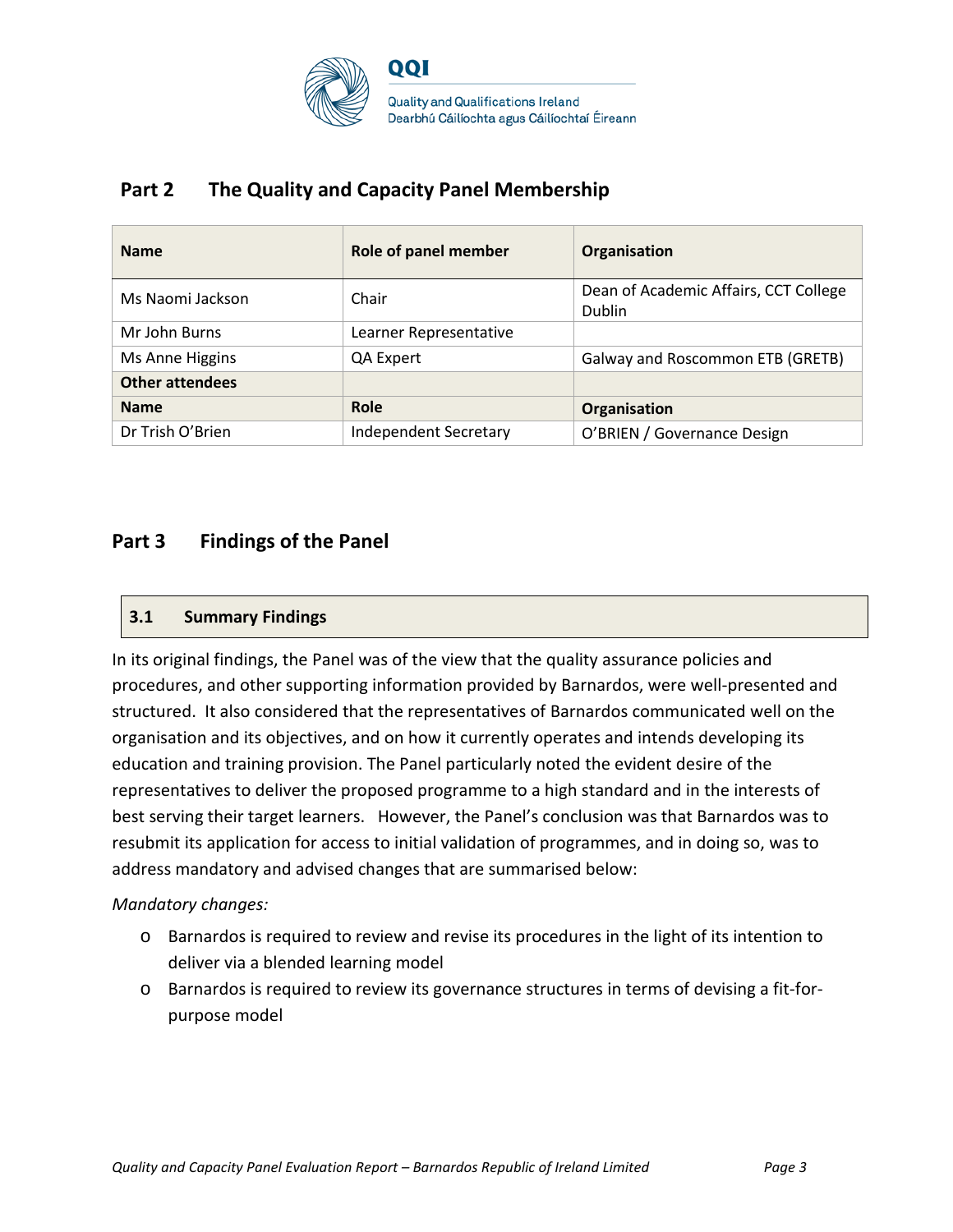## Part 2 The Quality and Capacity Panel Membership

| Name | Role of panel member | Organisation |
|---|---|---|
| Ms Naomi Jackson | Chair | Dean of Academic Affairs, CCT College Dublin |
| Mr John Burns | Learner Representative | |
| Ms Anne Higgins | QA Expert | Galway and Roscommon ETB (GRETB) |
| **Other attendees** | | |
| **Name** | **Role** | **Organisation** |
| Dr Trish O'Brien | Independent Secretary | O'BRIEN / Governance Design |

## Part 3 Findings of the Panel

### 3.1 Summary Findings

In its original findings, the Panel was of the view that the quality assurance policies and procedures, and other supporting information provided by Barnardos, were well-presented and structured. It also considered that the representatives of Barnardos communicated well on the organisation and its objectives, and on how it currently operates and intends developing its education and training provision. The Panel particularly noted the evident desire of the representatives to deliver the proposed programme to a high standard and in the interests of best serving their target learners. However, the Panel's conclusion was that Barnardos was to resubmit its application for access to initial validation of programmes, and in doing so, was to address mandatory and advised changes that are summarised below:

*Mandatory changes:*

- Barnardos is required to review and revise its procedures in the light of its intention to deliver via a blended learning model
- Barnardos is required to review its governance structures in terms of devising a fit-for-purpose model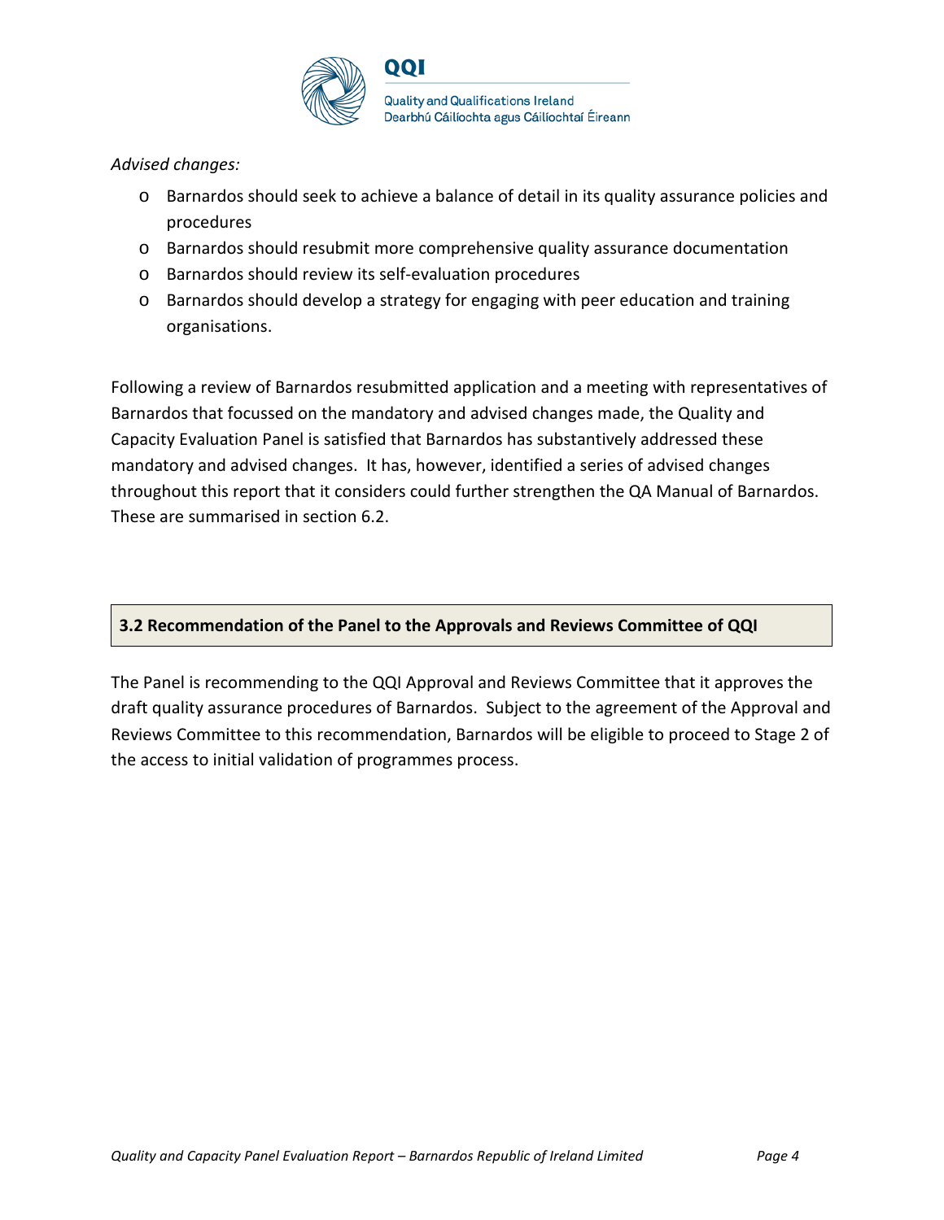*Advised changes:*

- Barnardos should seek to achieve a balance of detail in its quality assurance policies and procedures
- Barnardos should resubmit more comprehensive quality assurance documentation
- Barnardos should review its self-evaluation procedures
- Barnardos should develop a strategy for engaging with peer education and training organisations.

Following a review of Barnardos resubmitted application and a meeting with representatives of Barnardos that focussed on the mandatory and advised changes made, the Quality and Capacity Evaluation Panel is satisfied that Barnardos has substantively addressed these mandatory and advised changes. It has, however, identified a series of advised changes throughout this report that it considers could further strengthen the QA Manual of Barnardos. These are summarised in section 6.2.

## 3.2 Recommendation of the Panel to the Approvals and Reviews Committee of QQI

The Panel is recommending to the QQI Approval and Reviews Committee that it approves the draft quality assurance procedures of Barnardos. Subject to the agreement of the Approval and Reviews Committee to this recommendation, Barnardos will be eligible to proceed to Stage 2 of the access to initial validation of programmes process.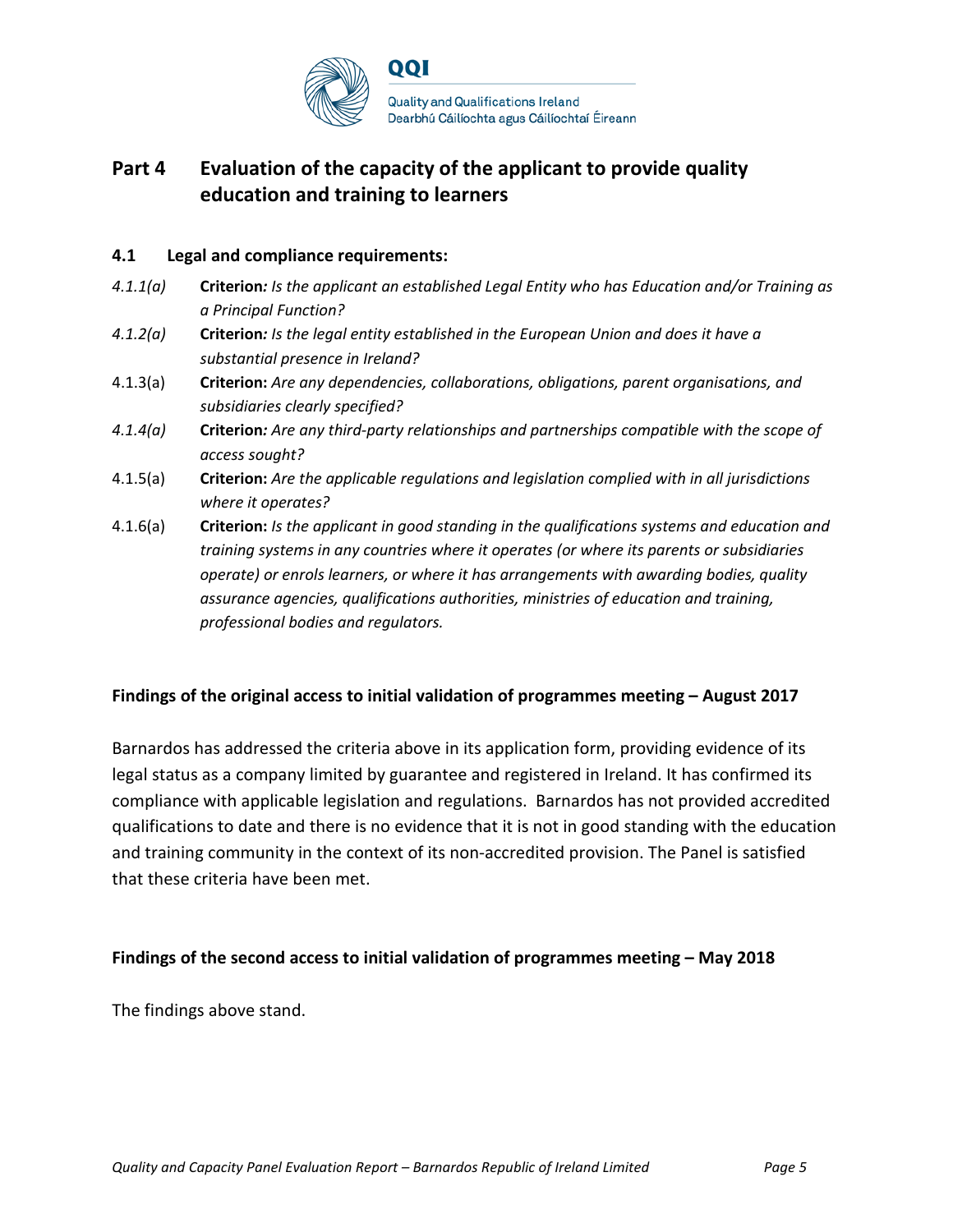## Part 4 Evaluation of the capacity of the applicant to provide quality education and training to learners

### 4.1 Legal and compliance requirements:

*4.1.1(a)* **Criterion***: Is the applicant an established Legal Entity who has Education and/or Training as a Principal Function?*

*4.1.2(a)* **Criterion***: Is the legal entity established in the European Union and does it have a substantial presence in Ireland?*

4.1.3(a) **Criterion:** *Are any dependencies, collaborations, obligations, parent organisations, and subsidiaries clearly specified?*

*4.1.4(a)* **Criterion***: Are any third-party relationships and partnerships compatible with the scope of access sought?*

4.1.5(a) **Criterion:** *Are the applicable regulations and legislation complied with in all jurisdictions where it operates?*

4.1.6(a) **Criterion:** *Is the applicant in good standing in the qualifications systems and education and training systems in any countries where it operates (or where its parents or subsidiaries operate) or enrols learners, or where it has arrangements with awarding bodies, quality assurance agencies, qualifications authorities, ministries of education and training, professional bodies and regulators.*

**Findings of the original access to initial validation of programmes meeting – August 2017**

Barnardos has addressed the criteria above in its application form, providing evidence of its legal status as a company limited by guarantee and registered in Ireland. It has confirmed its compliance with applicable legislation and regulations. Barnardos has not provided accredited qualifications to date and there is no evidence that it is not in good standing with the education and training community in the context of its non-accredited provision. The Panel is satisfied that these criteria have been met.

**Findings of the second access to initial validation of programmes meeting – May 2018**

The findings above stand.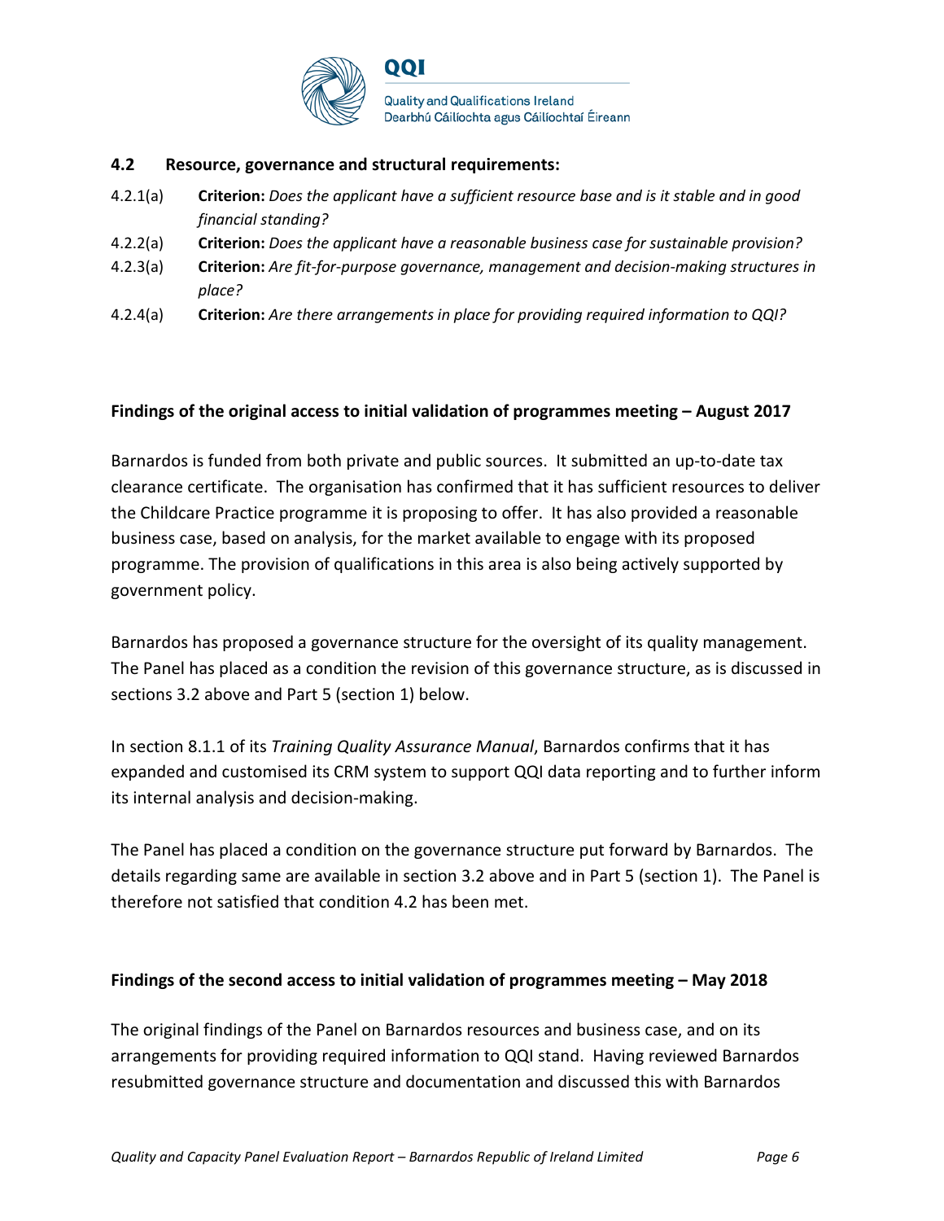### 4.2 Resource, governance and structural requirements:

4.2.1(a) **Criterion:** *Does the applicant have a sufficient resource base and is it stable and in good financial standing?*

4.2.2(a) **Criterion:** *Does the applicant have a reasonable business case for sustainable provision?*

4.2.3(a) **Criterion:** *Are fit-for-purpose governance, management and decision-making structures in place?*

4.2.4(a) **Criterion:** *Are there arrangements in place for providing required information to QQI?*

**Findings of the original access to initial validation of programmes meeting – August 2017**

Barnardos is funded from both private and public sources. It submitted an up-to-date tax clearance certificate. The organisation has confirmed that it has sufficient resources to deliver the Childcare Practice programme it is proposing to offer. It has also provided a reasonable business case, based on analysis, for the market available to engage with its proposed programme. The provision of qualifications in this area is also being actively supported by government policy.

Barnardos has proposed a governance structure for the oversight of its quality management. The Panel has placed as a condition the revision of this governance structure, as is discussed in sections 3.2 above and Part 5 (section 1) below.

In section 8.1.1 of its *Training Quality Assurance Manual*, Barnardos confirms that it has expanded and customised its CRM system to support QQI data reporting and to further inform its internal analysis and decision-making.

The Panel has placed a condition on the governance structure put forward by Barnardos. The details regarding same are available in section 3.2 above and in Part 5 (section 1). The Panel is therefore not satisfied that condition 4.2 has been met.

**Findings of the second access to initial validation of programmes meeting – May 2018**

The original findings of the Panel on Barnardos resources and business case, and on its arrangements for providing required information to QQI stand. Having reviewed Barnardos resubmitted governance structure and documentation and discussed this with Barnardos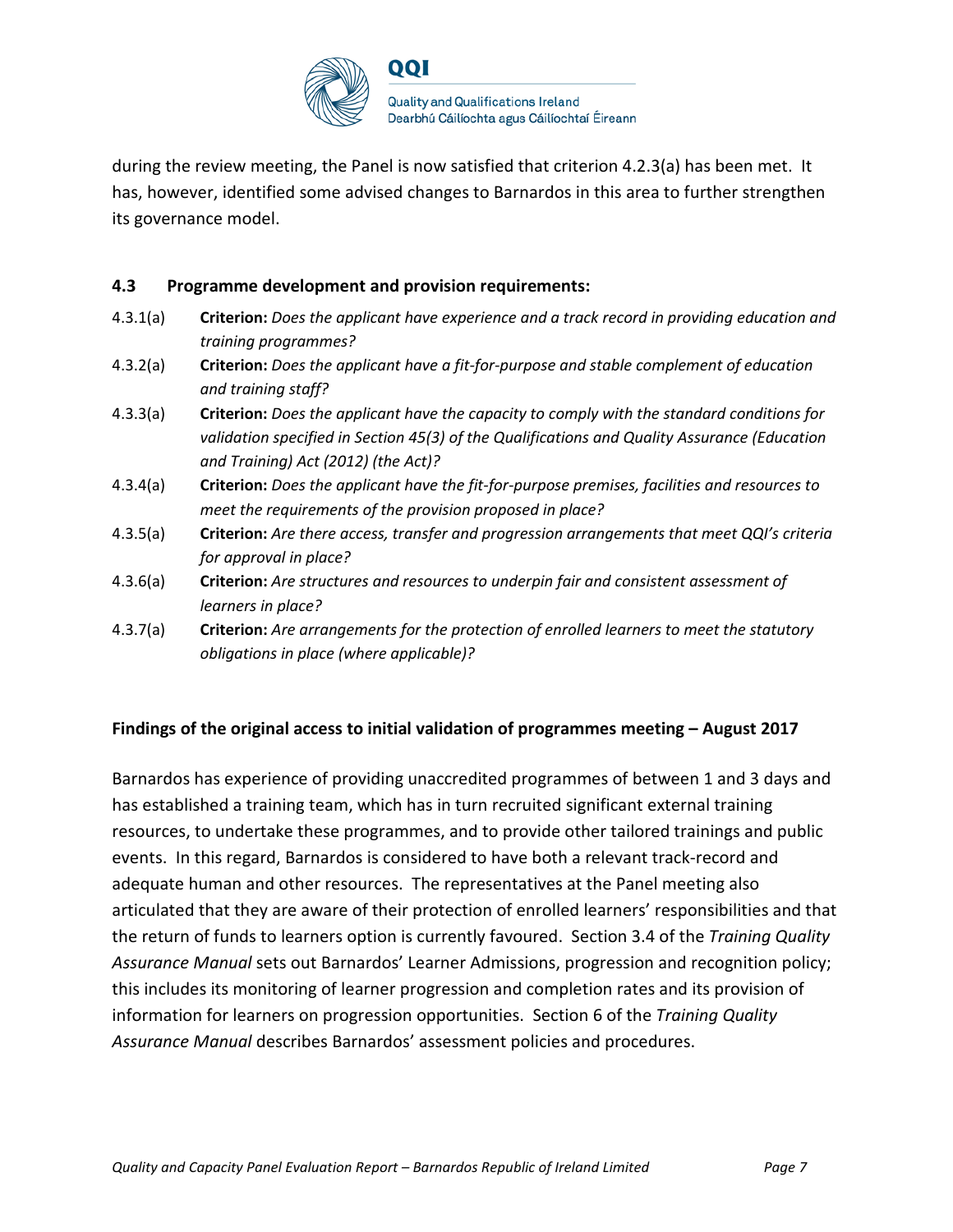during the review meeting, the Panel is now satisfied that criterion 4.2.3(a) has been met. It has, however, identified some advised changes to Barnardos in this area to further strengthen its governance model.

### 4.3 Programme development and provision requirements:

4.3.1(a) **Criterion:** *Does the applicant have experience and a track record in providing education and training programmes?*

4.3.2(a) **Criterion:** *Does the applicant have a fit-for-purpose and stable complement of education and training staff?*

4.3.3(a) **Criterion:** *Does the applicant have the capacity to comply with the standard conditions for validation specified in Section 45(3) of the Qualifications and Quality Assurance (Education and Training) Act (2012) (the Act)?*

4.3.4(a) **Criterion:** *Does the applicant have the fit-for-purpose premises, facilities and resources to meet the requirements of the provision proposed in place?*

4.3.5(a) **Criterion:** *Are there access, transfer and progression arrangements that meet QQI's criteria for approval in place?*

4.3.6(a) **Criterion:** *Are structures and resources to underpin fair and consistent assessment of learners in place?*

4.3.7(a) **Criterion:** *Are arrangements for the protection of enrolled learners to meet the statutory obligations in place (where applicable)?*

#### Findings of the original access to initial validation of programmes meeting – August 2017

Barnardos has experience of providing unaccredited programmes of between 1 and 3 days and has established a training team, which has in turn recruited significant external training resources, to undertake these programmes, and to provide other tailored trainings and public events. In this regard, Barnardos is considered to have both a relevant track-record and adequate human and other resources. The representatives at the Panel meeting also articulated that they are aware of their protection of enrolled learners' responsibilities and that the return of funds to learners option is currently favoured. Section 3.4 of the *Training Quality Assurance Manual* sets out Barnardos' Learner Admissions, progression and recognition policy; this includes its monitoring of learner progression and completion rates and its provision of information for learners on progression opportunities. Section 6 of the *Training Quality Assurance Manual* describes Barnardos' assessment policies and procedures.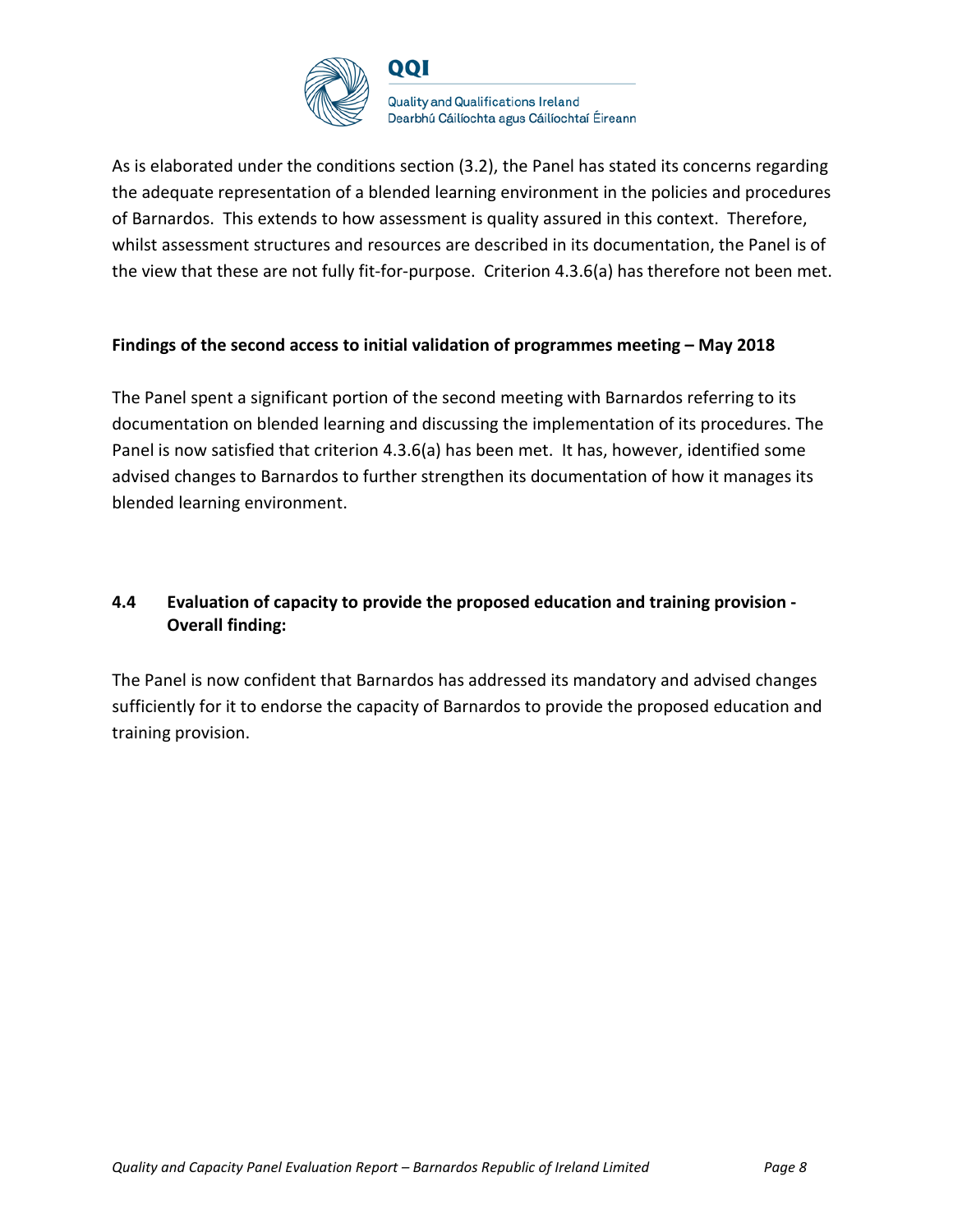As is elaborated under the conditions section (3.2), the Panel has stated its concerns regarding the adequate representation of a blended learning environment in the policies and procedures of Barnardos. This extends to how assessment is quality assured in this context. Therefore, whilst assessment structures and resources are described in its documentation, the Panel is of the view that these are not fully fit-for-purpose. Criterion 4.3.6(a) has therefore not been met.

**Findings of the second access to initial validation of programmes meeting – May 2018**

The Panel spent a significant portion of the second meeting with Barnardos referring to its documentation on blended learning and discussing the implementation of its procedures. The Panel is now satisfied that criterion 4.3.6(a) has been met. It has, however, identified some advised changes to Barnardos to further strengthen its documentation of how it manages its blended learning environment.

### 4.4 Evaluation of capacity to provide the proposed education and training provision - Overall finding:

The Panel is now confident that Barnardos has addressed its mandatory and advised changes sufficiently for it to endorse the capacity of Barnardos to provide the proposed education and training provision.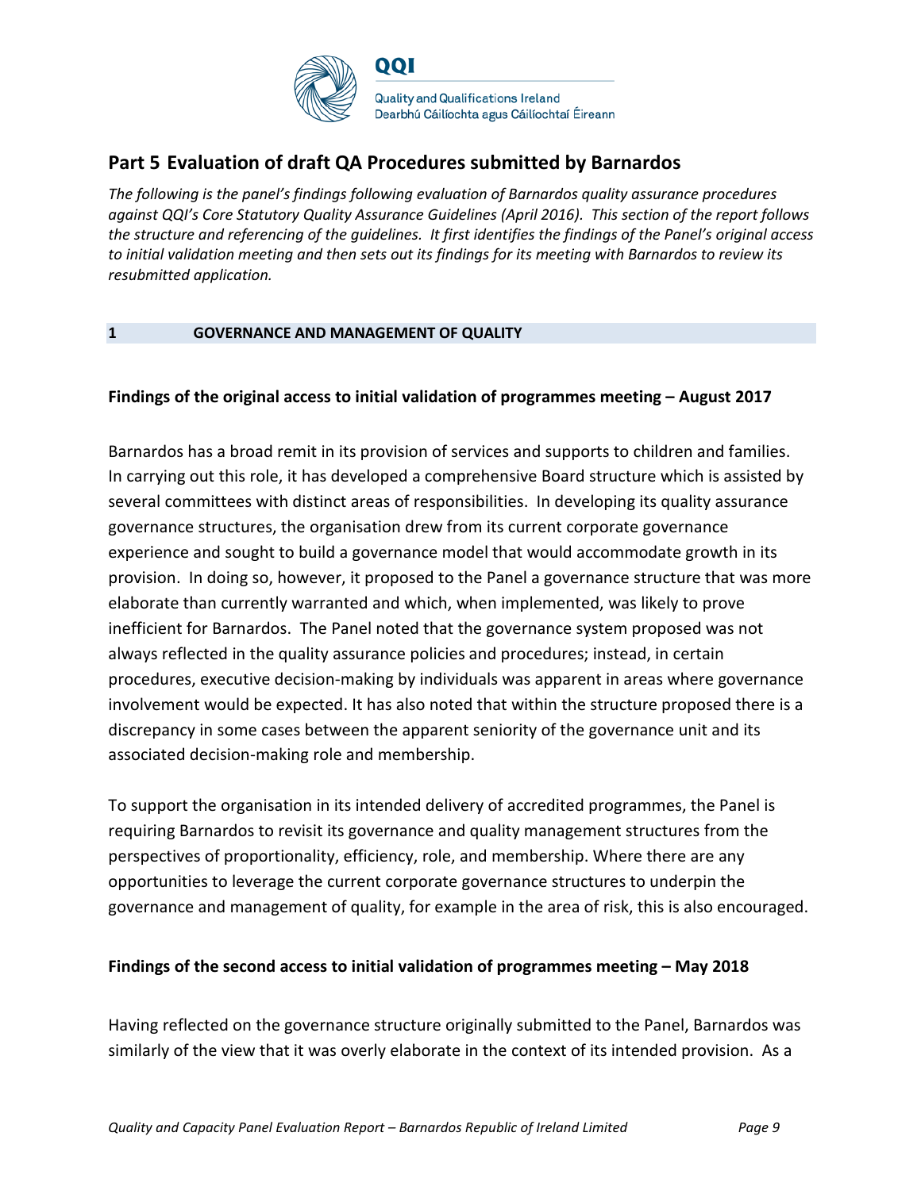## Part 5 Evaluation of draft QA Procedures submitted by Barnardos

*The following is the panel's findings following evaluation of Barnardos quality assurance procedures against QQI's Core Statutory Quality Assurance Guidelines (April 2016). This section of the report follows the structure and referencing of the guidelines. It first identifies the findings of the Panel's original access to initial validation meeting and then sets out its findings for its meeting with Barnardos to review its resubmitted application.*

### 1 GOVERNANCE AND MANAGEMENT OF QUALITY

**Findings of the original access to initial validation of programmes meeting – August 2017**

Barnardos has a broad remit in its provision of services and supports to children and families. In carrying out this role, it has developed a comprehensive Board structure which is assisted by several committees with distinct areas of responsibilities. In developing its quality assurance governance structures, the organisation drew from its current corporate governance experience and sought to build a governance model that would accommodate growth in its provision. In doing so, however, it proposed to the Panel a governance structure that was more elaborate than currently warranted and which, when implemented, was likely to prove inefficient for Barnardos. The Panel noted that the governance system proposed was not always reflected in the quality assurance policies and procedures; instead, in certain procedures, executive decision-making by individuals was apparent in areas where governance involvement would be expected. It has also noted that within the structure proposed there is a discrepancy in some cases between the apparent seniority of the governance unit and its associated decision-making role and membership.

To support the organisation in its intended delivery of accredited programmes, the Panel is requiring Barnardos to revisit its governance and quality management structures from the perspectives of proportionality, efficiency, role, and membership. Where there are any opportunities to leverage the current corporate governance structures to underpin the governance and management of quality, for example in the area of risk, this is also encouraged.

**Findings of the second access to initial validation of programmes meeting – May 2018**

Having reflected on the governance structure originally submitted to the Panel, Barnardos was similarly of the view that it was overly elaborate in the context of its intended provision. As a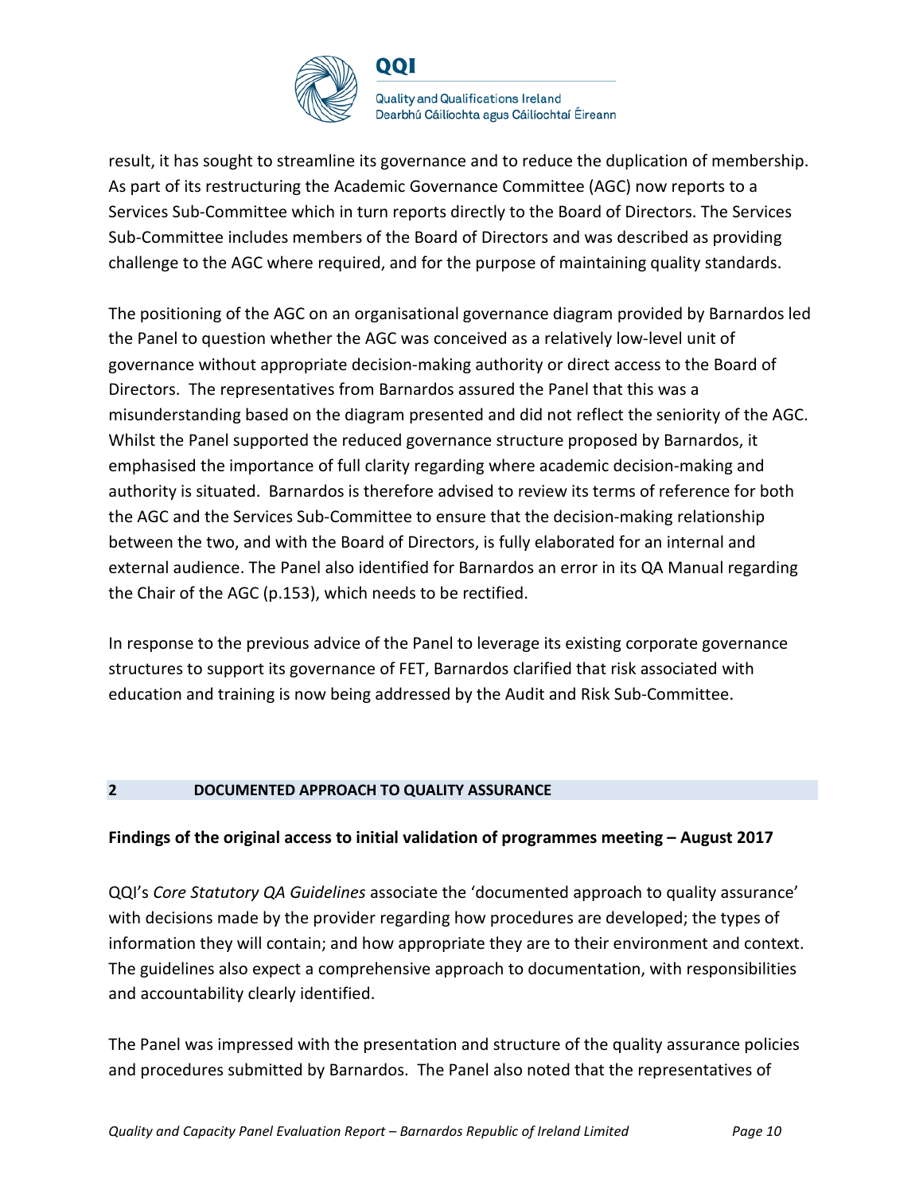result, it has sought to streamline its governance and to reduce the duplication of membership. As part of its restructuring the Academic Governance Committee (AGC) now reports to a Services Sub-Committee which in turn reports directly to the Board of Directors. The Services Sub-Committee includes members of the Board of Directors and was described as providing challenge to the AGC where required, and for the purpose of maintaining quality standards.

The positioning of the AGC on an organisational governance diagram provided by Barnardos led the Panel to question whether the AGC was conceived as a relatively low-level unit of governance without appropriate decision-making authority or direct access to the Board of Directors. The representatives from Barnardos assured the Panel that this was a misunderstanding based on the diagram presented and did not reflect the seniority of the AGC. Whilst the Panel supported the reduced governance structure proposed by Barnardos, it emphasised the importance of full clarity regarding where academic decision-making and authority is situated. Barnardos is therefore advised to review its terms of reference for both the AGC and the Services Sub-Committee to ensure that the decision-making relationship between the two, and with the Board of Directors, is fully elaborated for an internal and external audience. The Panel also identified for Barnardos an error in its QA Manual regarding the Chair of the AGC (p.153), which needs to be rectified.

In response to the previous advice of the Panel to leverage its existing corporate governance structures to support its governance of FET, Barnardos clarified that risk associated with education and training is now being addressed by the Audit and Risk Sub-Committee.

## 2 DOCUMENTED APPROACH TO QUALITY ASSURANCE

**Findings of the original access to initial validation of programmes meeting – August 2017**

QQI's *Core Statutory QA Guidelines* associate the 'documented approach to quality assurance' with decisions made by the provider regarding how procedures are developed; the types of information they will contain; and how appropriate they are to their environment and context. The guidelines also expect a comprehensive approach to documentation, with responsibilities and accountability clearly identified.

The Panel was impressed with the presentation and structure of the quality assurance policies and procedures submitted by Barnardos. The Panel also noted that the representatives of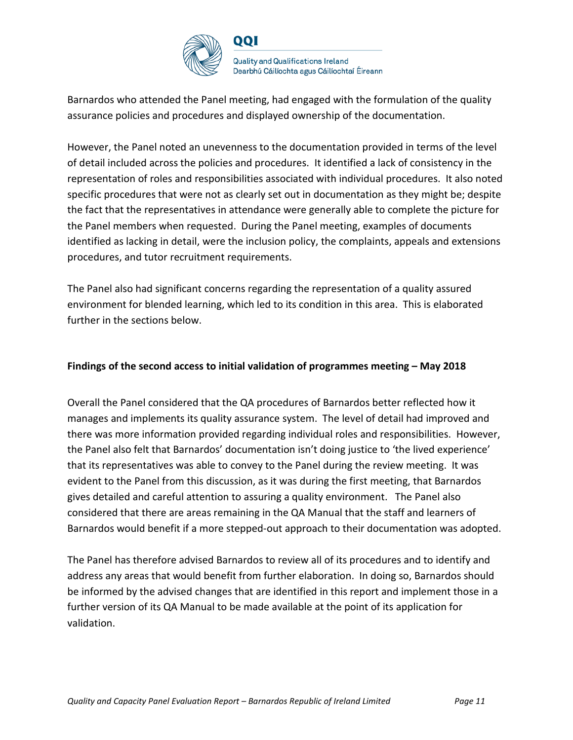Barnardos who attended the Panel meeting, had engaged with the formulation of the quality assurance policies and procedures and displayed ownership of the documentation.

However, the Panel noted an unevenness to the documentation provided in terms of the level of detail included across the policies and procedures. It identified a lack of consistency in the representation of roles and responsibilities associated with individual procedures. It also noted specific procedures that were not as clearly set out in documentation as they might be; despite the fact that the representatives in attendance were generally able to complete the picture for the Panel members when requested. During the Panel meeting, examples of documents identified as lacking in detail, were the inclusion policy, the complaints, appeals and extensions procedures, and tutor recruitment requirements.

The Panel also had significant concerns regarding the representation of a quality assured environment for blended learning, which led to its condition in this area. This is elaborated further in the sections below.

**Findings of the second access to initial validation of programmes meeting – May 2018**

Overall the Panel considered that the QA procedures of Barnardos better reflected how it manages and implements its quality assurance system. The level of detail had improved and there was more information provided regarding individual roles and responsibilities. However, the Panel also felt that Barnardos' documentation isn't doing justice to 'the lived experience' that its representatives was able to convey to the Panel during the review meeting. It was evident to the Panel from this discussion, as it was during the first meeting, that Barnardos gives detailed and careful attention to assuring a quality environment. The Panel also considered that there are areas remaining in the QA Manual that the staff and learners of Barnardos would benefit if a more stepped-out approach to their documentation was adopted.

The Panel has therefore advised Barnardos to review all of its procedures and to identify and address any areas that would benefit from further elaboration. In doing so, Barnardos should be informed by the advised changes that are identified in this report and implement those in a further version of its QA Manual to be made available at the point of its application for validation.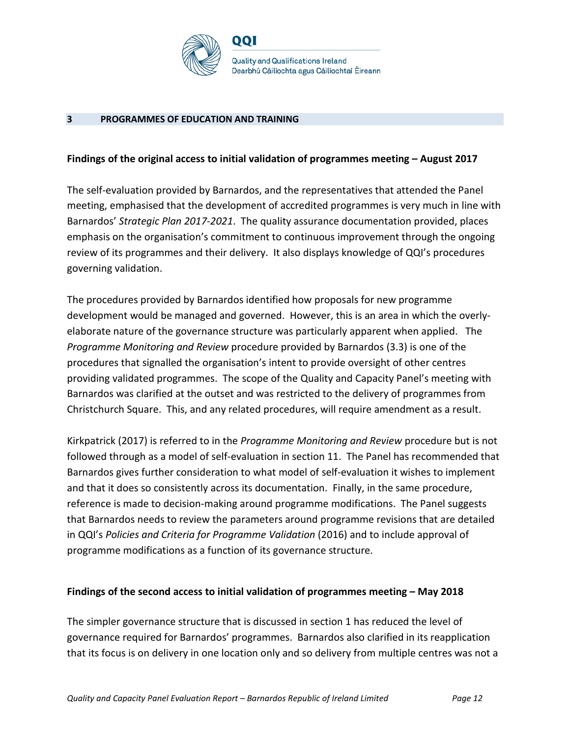## 3 PROGRAMMES OF EDUCATION AND TRAINING

**Findings of the original access to initial validation of programmes meeting – August 2017**

The self-evaluation provided by Barnardos, and the representatives that attended the Panel meeting, emphasised that the development of accredited programmes is very much in line with Barnardos' *Strategic Plan 2017-2021*. The quality assurance documentation provided, places emphasis on the organisation's commitment to continuous improvement through the ongoing review of its programmes and their delivery. It also displays knowledge of QQI's procedures governing validation.

The procedures provided by Barnardos identified how proposals for new programme development would be managed and governed. However, this is an area in which the overly-elaborate nature of the governance structure was particularly apparent when applied. The *Programme Monitoring and Review* procedure provided by Barnardos (3.3) is one of the procedures that signalled the organisation's intent to provide oversight of other centres providing validated programmes. The scope of the Quality and Capacity Panel's meeting with Barnardos was clarified at the outset and was restricted to the delivery of programmes from Christchurch Square. This, and any related procedures, will require amendment as a result.

Kirkpatrick (2017) is referred to in the *Programme Monitoring and Review* procedure but is not followed through as a model of self-evaluation in section 11. The Panel has recommended that Barnardos gives further consideration to what model of self-evaluation it wishes to implement and that it does so consistently across its documentation. Finally, in the same procedure, reference is made to decision-making around programme modifications. The Panel suggests that Barnardos needs to review the parameters around programme revisions that are detailed in QQI's *Policies and Criteria for Programme Validation* (2016) and to include approval of programme modifications as a function of its governance structure.

**Findings of the second access to initial validation of programmes meeting – May 2018**

The simpler governance structure that is discussed in section 1 has reduced the level of governance required for Barnardos' programmes. Barnardos also clarified in its reapplication that its focus is on delivery in one location only and so delivery from multiple centres was not a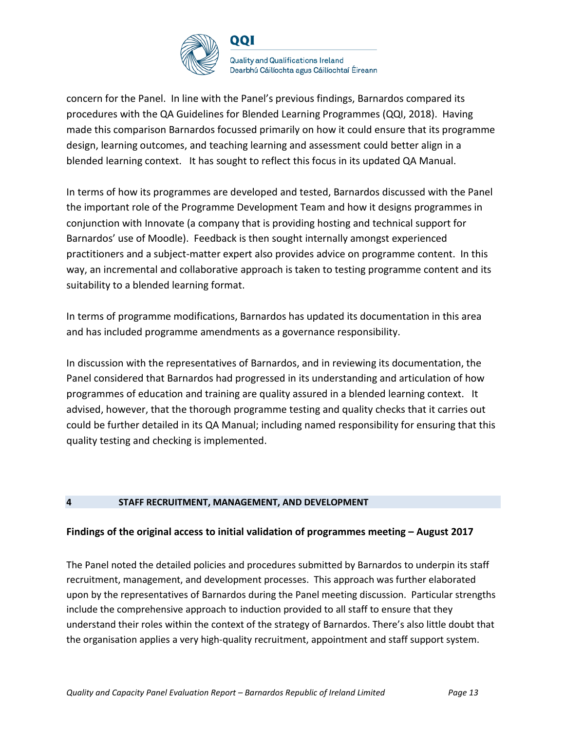concern for the Panel. In line with the Panel's previous findings, Barnardos compared its procedures with the QA Guidelines for Blended Learning Programmes (QQI, 2018). Having made this comparison Barnardos focussed primarily on how it could ensure that its programme design, learning outcomes, and teaching learning and assessment could better align in a blended learning context. It has sought to reflect this focus in its updated QA Manual.

In terms of how its programmes are developed and tested, Barnardos discussed with the Panel the important role of the Programme Development Team and how it designs programmes in conjunction with Innovate (a company that is providing hosting and technical support for Barnardos' use of Moodle). Feedback is then sought internally amongst experienced practitioners and a subject-matter expert also provides advice on programme content. In this way, an incremental and collaborative approach is taken to testing programme content and its suitability to a blended learning format.

In terms of programme modifications, Barnardos has updated its documentation in this area and has included programme amendments as a governance responsibility.

In discussion with the representatives of Barnardos, and in reviewing its documentation, the Panel considered that Barnardos had progressed in its understanding and articulation of how programmes of education and training are quality assured in a blended learning context. It advised, however, that the thorough programme testing and quality checks that it carries out could be further detailed in its QA Manual; including named responsibility for ensuring that this quality testing and checking is implemented.

## 4 STAFF RECRUITMENT, MANAGEMENT, AND DEVELOPMENT

### Findings of the original access to initial validation of programmes meeting – August 2017

The Panel noted the detailed policies and procedures submitted by Barnardos to underpin its staff recruitment, management, and development processes. This approach was further elaborated upon by the representatives of Barnardos during the Panel meeting discussion. Particular strengths include the comprehensive approach to induction provided to all staff to ensure that they understand their roles within the context of the strategy of Barnardos. There's also little doubt that the organisation applies a very high-quality recruitment, appointment and staff support system.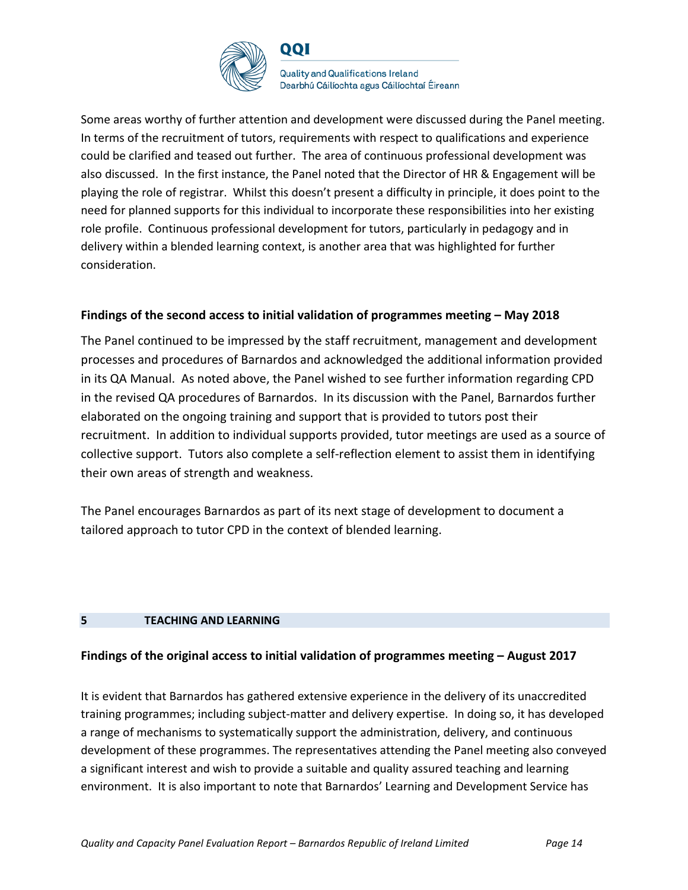Some areas worthy of further attention and development were discussed during the Panel meeting. In terms of the recruitment of tutors, requirements with respect to qualifications and experience could be clarified and teased out further. The area of continuous professional development was also discussed. In the first instance, the Panel noted that the Director of HR & Engagement will be playing the role of registrar. Whilst this doesn't present a difficulty in principle, it does point to the need for planned supports for this individual to incorporate these responsibilities into her existing role profile. Continuous professional development for tutors, particularly in pedagogy and in delivery within a blended learning context, is another area that was highlighted for further consideration.

### Findings of the second access to initial validation of programmes meeting – May 2018

The Panel continued to be impressed by the staff recruitment, management and development processes and procedures of Barnardos and acknowledged the additional information provided in its QA Manual. As noted above, the Panel wished to see further information regarding CPD in the revised QA procedures of Barnardos. In its discussion with the Panel, Barnardos further elaborated on the ongoing training and support that is provided to tutors post their recruitment. In addition to individual supports provided, tutor meetings are used as a source of collective support. Tutors also complete a self-reflection element to assist them in identifying their own areas of strength and weakness.

The Panel encourages Barnardos as part of its next stage of development to document a tailored approach to tutor CPD in the context of blended learning.

## 5 TEACHING AND LEARNING

### Findings of the original access to initial validation of programmes meeting – August 2017

It is evident that Barnardos has gathered extensive experience in the delivery of its unaccredited training programmes; including subject-matter and delivery expertise. In doing so, it has developed a range of mechanisms to systematically support the administration, delivery, and continuous development of these programmes. The representatives attending the Panel meeting also conveyed a significant interest and wish to provide a suitable and quality assured teaching and learning environment. It is also important to note that Barnardos' Learning and Development Service has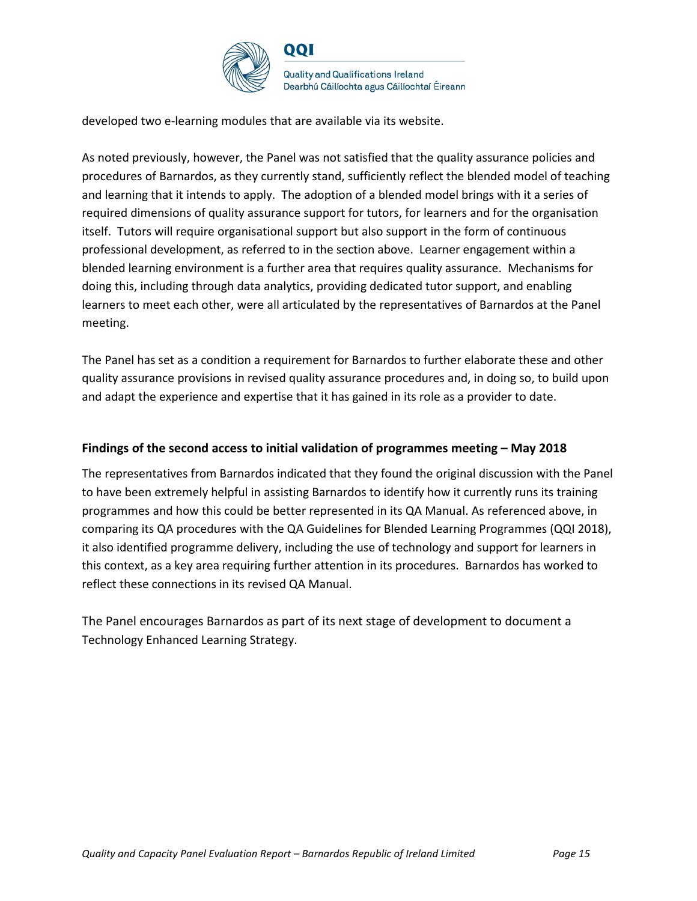developed two e-learning modules that are available via its website.

As noted previously, however, the Panel was not satisfied that the quality assurance policies and procedures of Barnardos, as they currently stand, sufficiently reflect the blended model of teaching and learning that it intends to apply. The adoption of a blended model brings with it a series of required dimensions of quality assurance support for tutors, for learners and for the organisation itself. Tutors will require organisational support but also support in the form of continuous professional development, as referred to in the section above. Learner engagement within a blended learning environment is a further area that requires quality assurance. Mechanisms for doing this, including through data analytics, providing dedicated tutor support, and enabling learners to meet each other, were all articulated by the representatives of Barnardos at the Panel meeting.

The Panel has set as a condition a requirement for Barnardos to further elaborate these and other quality assurance provisions in revised quality assurance procedures and, in doing so, to build upon and adapt the experience and expertise that it has gained in its role as a provider to date.

**Findings of the second access to initial validation of programmes meeting – May 2018**

The representatives from Barnardos indicated that they found the original discussion with the Panel to have been extremely helpful in assisting Barnardos to identify how it currently runs its training programmes and how this could be better represented in its QA Manual. As referenced above, in comparing its QA procedures with the QA Guidelines for Blended Learning Programmes (QQI 2018), it also identified programme delivery, including the use of technology and support for learners in this context, as a key area requiring further attention in its procedures. Barnardos has worked to reflect these connections in its revised QA Manual.

The Panel encourages Barnardos as part of its next stage of development to document a Technology Enhanced Learning Strategy.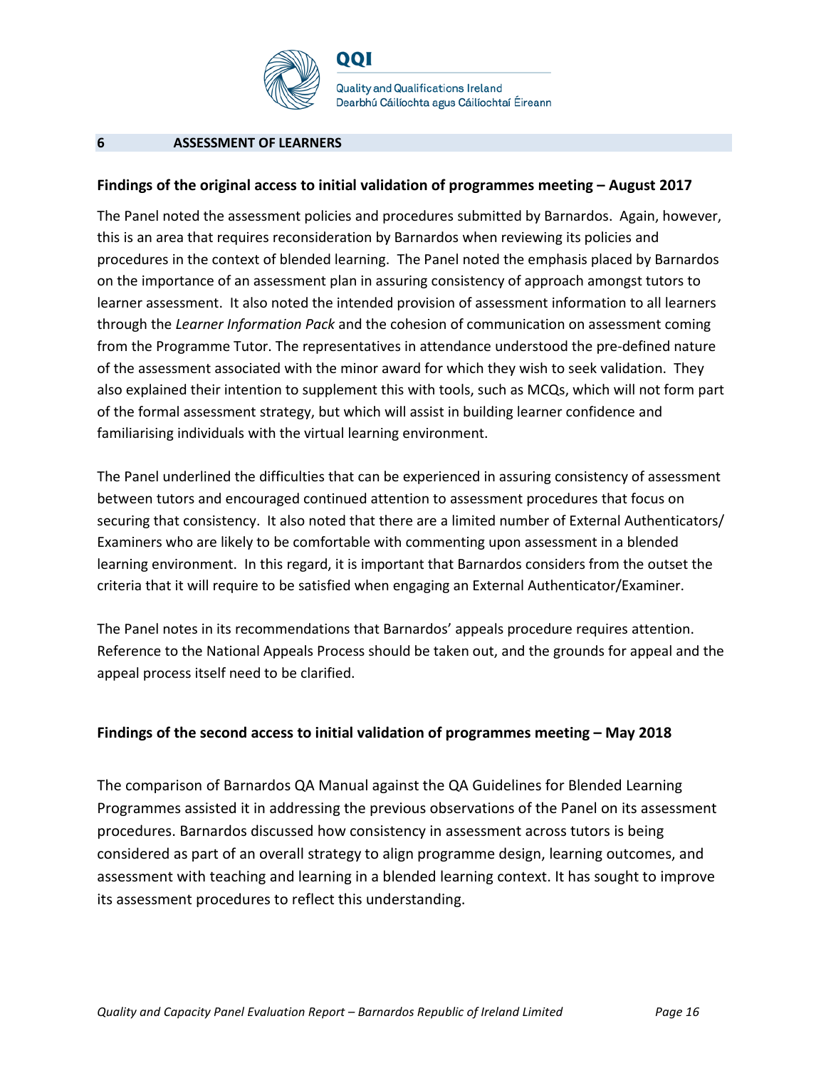## 6 ASSESSMENT OF LEARNERS

**Findings of the original access to initial validation of programmes meeting – August 2017**

The Panel noted the assessment policies and procedures submitted by Barnardos. Again, however, this is an area that requires reconsideration by Barnardos when reviewing its policies and procedures in the context of blended learning. The Panel noted the emphasis placed by Barnardos on the importance of an assessment plan in assuring consistency of approach amongst tutors to learner assessment. It also noted the intended provision of assessment information to all learners through the *Learner Information Pack* and the cohesion of communication on assessment coming from the Programme Tutor. The representatives in attendance understood the pre-defined nature of the assessment associated with the minor award for which they wish to seek validation. They also explained their intention to supplement this with tools, such as MCQs, which will not form part of the formal assessment strategy, but which will assist in building learner confidence and familiarising individuals with the virtual learning environment.

The Panel underlined the difficulties that can be experienced in assuring consistency of assessment between tutors and encouraged continued attention to assessment procedures that focus on securing that consistency. It also noted that there are a limited number of External Authenticators/ Examiners who are likely to be comfortable with commenting upon assessment in a blended learning environment. In this regard, it is important that Barnardos considers from the outset the criteria that it will require to be satisfied when engaging an External Authenticator/Examiner.

The Panel notes in its recommendations that Barnardos' appeals procedure requires attention. Reference to the National Appeals Process should be taken out, and the grounds for appeal and the appeal process itself need to be clarified.

**Findings of the second access to initial validation of programmes meeting – May 2018**

The comparison of Barnardos QA Manual against the QA Guidelines for Blended Learning Programmes assisted it in addressing the previous observations of the Panel on its assessment procedures. Barnardos discussed how consistency in assessment across tutors is being considered as part of an overall strategy to align programme design, learning outcomes, and assessment with teaching and learning in a blended learning context. It has sought to improve its assessment procedures to reflect this understanding.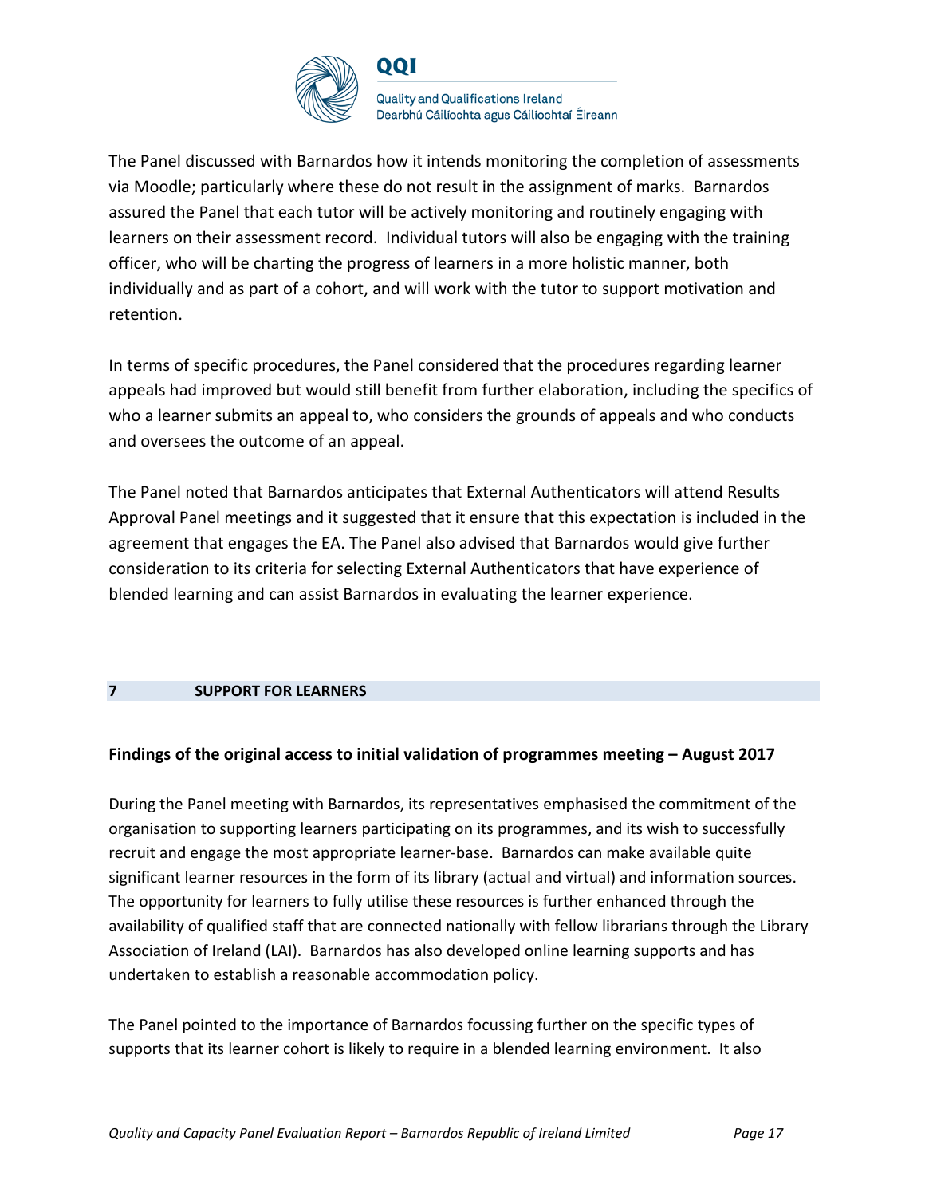The Panel discussed with Barnardos how it intends monitoring the completion of assessments via Moodle; particularly where these do not result in the assignment of marks. Barnardos assured the Panel that each tutor will be actively monitoring and routinely engaging with learners on their assessment record. Individual tutors will also be engaging with the training officer, who will be charting the progress of learners in a more holistic manner, both individually and as part of a cohort, and will work with the tutor to support motivation and retention.

In terms of specific procedures, the Panel considered that the procedures regarding learner appeals had improved but would still benefit from further elaboration, including the specifics of who a learner submits an appeal to, who considers the grounds of appeals and who conducts and oversees the outcome of an appeal.

The Panel noted that Barnardos anticipates that External Authenticators will attend Results Approval Panel meetings and it suggested that it ensure that this expectation is included in the agreement that engages the EA. The Panel also advised that Barnardos would give further consideration to its criteria for selecting External Authenticators that have experience of blended learning and can assist Barnardos in evaluating the learner experience.

## 7 SUPPORT FOR LEARNERS

### Findings of the original access to initial validation of programmes meeting – August 2017

During the Panel meeting with Barnardos, its representatives emphasised the commitment of the organisation to supporting learners participating on its programmes, and its wish to successfully recruit and engage the most appropriate learner-base. Barnardos can make available quite significant learner resources in the form of its library (actual and virtual) and information sources. The opportunity for learners to fully utilise these resources is further enhanced through the availability of qualified staff that are connected nationally with fellow librarians through the Library Association of Ireland (LAI). Barnardos has also developed online learning supports and has undertaken to establish a reasonable accommodation policy.

The Panel pointed to the importance of Barnardos focussing further on the specific types of supports that its learner cohort is likely to require in a blended learning environment. It also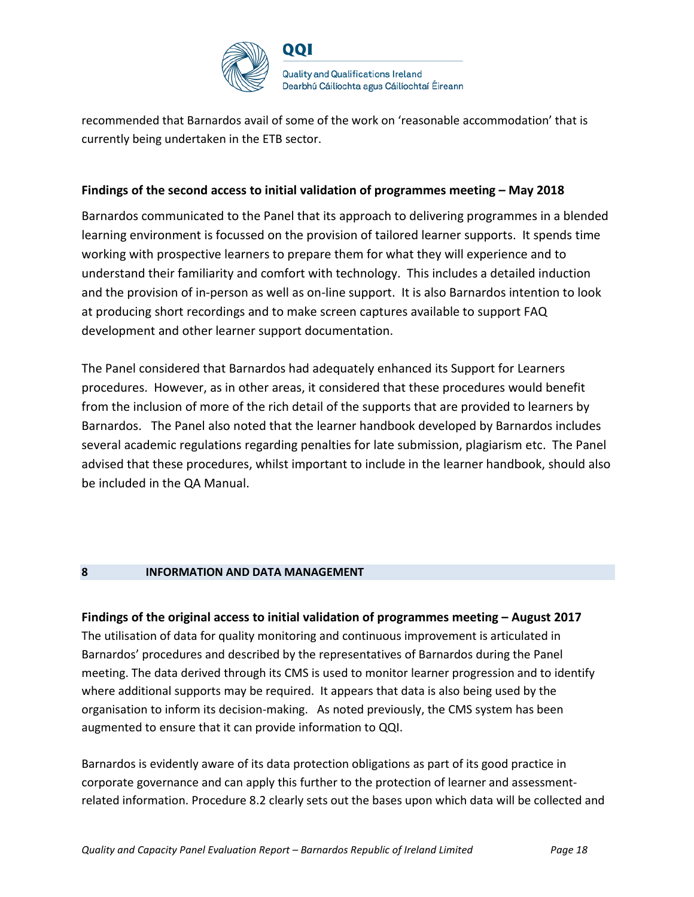recommended that Barnardos avail of some of the work on 'reasonable accommodation' that is currently being undertaken in the ETB sector.

**Findings of the second access to initial validation of programmes meeting – May 2018**

Barnardos communicated to the Panel that its approach to delivering programmes in a blended learning environment is focussed on the provision of tailored learner supports. It spends time working with prospective learners to prepare them for what they will experience and to understand their familiarity and comfort with technology. This includes a detailed induction and the provision of in-person as well as on-line support. It is also Barnardos intention to look at producing short recordings and to make screen captures available to support FAQ development and other learner support documentation.

The Panel considered that Barnardos had adequately enhanced its Support for Learners procedures. However, as in other areas, it considered that these procedures would benefit from the inclusion of more of the rich detail of the supports that are provided to learners by Barnardos. The Panel also noted that the learner handbook developed by Barnardos includes several academic regulations regarding penalties for late submission, plagiarism etc. The Panel advised that these procedures, whilst important to include in the learner handbook, should also be included in the QA Manual.

## 8 INFORMATION AND DATA MANAGEMENT

**Findings of the original access to initial validation of programmes meeting – August 2017**

The utilisation of data for quality monitoring and continuous improvement is articulated in Barnardos' procedures and described by the representatives of Barnardos during the Panel meeting. The data derived through its CMS is used to monitor learner progression and to identify where additional supports may be required. It appears that data is also being used by the organisation to inform its decision-making. As noted previously, the CMS system has been augmented to ensure that it can provide information to QQI.

Barnardos is evidently aware of its data protection obligations as part of its good practice in corporate governance and can apply this further to the protection of learner and assessment-related information. Procedure 8.2 clearly sets out the bases upon which data will be collected and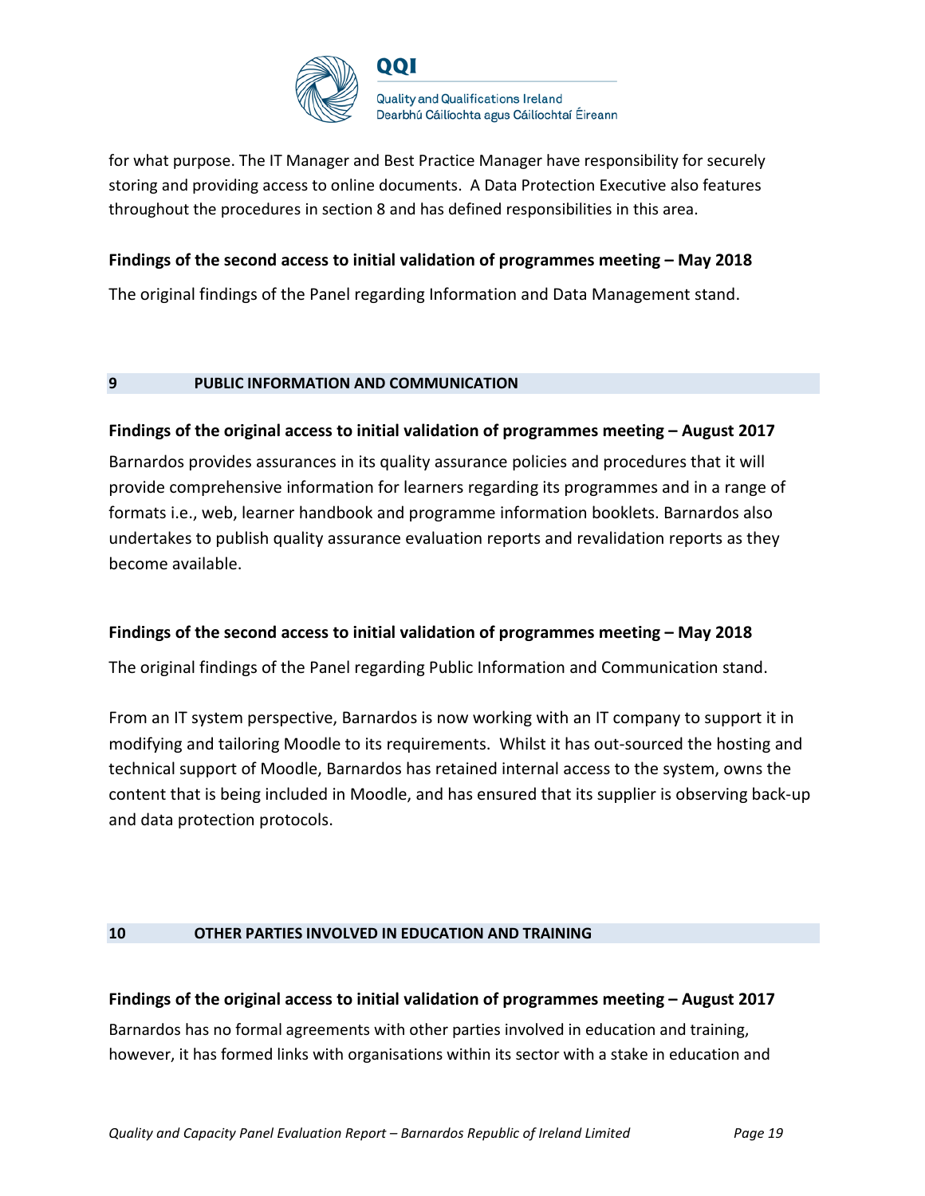for what purpose. The IT Manager and Best Practice Manager have responsibility for securely storing and providing access to online documents. A Data Protection Executive also features throughout the procedures in section 8 and has defined responsibilities in this area.

**Findings of the second access to initial validation of programmes meeting – May 2018**

The original findings of the Panel regarding Information and Data Management stand.

## 9 PUBLIC INFORMATION AND COMMUNICATION

**Findings of the original access to initial validation of programmes meeting – August 2017**

Barnardos provides assurances in its quality assurance policies and procedures that it will provide comprehensive information for learners regarding its programmes and in a range of formats i.e., web, learner handbook and programme information booklets. Barnardos also undertakes to publish quality assurance evaluation reports and revalidation reports as they become available.

**Findings of the second access to initial validation of programmes meeting – May 2018**

The original findings of the Panel regarding Public Information and Communication stand.

From an IT system perspective, Barnardos is now working with an IT company to support it in modifying and tailoring Moodle to its requirements. Whilst it has out-sourced the hosting and technical support of Moodle, Barnardos has retained internal access to the system, owns the content that is being included in Moodle, and has ensured that its supplier is observing back-up and data protection protocols.

## 10 OTHER PARTIES INVOLVED IN EDUCATION AND TRAINING

**Findings of the original access to initial validation of programmes meeting – August 2017**

Barnardos has no formal agreements with other parties involved in education and training, however, it has formed links with organisations within its sector with a stake in education and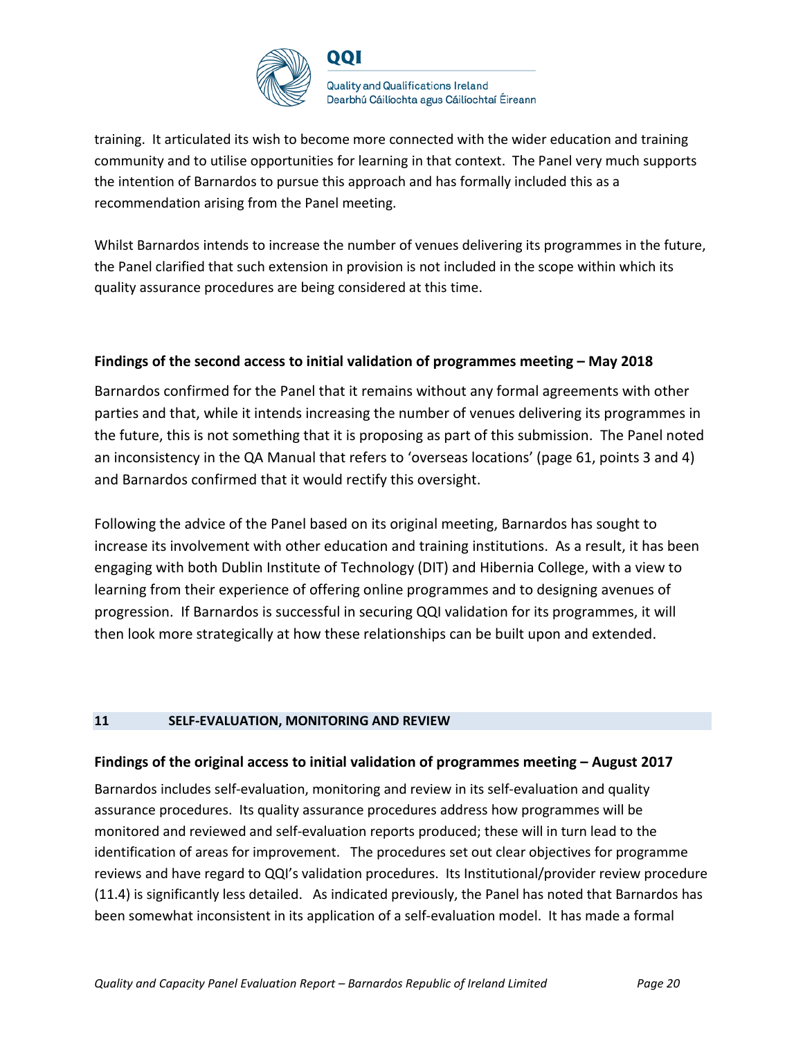training. It articulated its wish to become more connected with the wider education and training community and to utilise opportunities for learning in that context. The Panel very much supports the intention of Barnardos to pursue this approach and has formally included this as a recommendation arising from the Panel meeting.

Whilst Barnardos intends to increase the number of venues delivering its programmes in the future, the Panel clarified that such extension in provision is not included in the scope within which its quality assurance procedures are being considered at this time.

**Findings of the second access to initial validation of programmes meeting – May 2018**

Barnardos confirmed for the Panel that it remains without any formal agreements with other parties and that, while it intends increasing the number of venues delivering its programmes in the future, this is not something that it is proposing as part of this submission. The Panel noted an inconsistency in the QA Manual that refers to 'overseas locations' (page 61, points 3 and 4) and Barnardos confirmed that it would rectify this oversight.

Following the advice of the Panel based on its original meeting, Barnardos has sought to increase its involvement with other education and training institutions. As a result, it has been engaging with both Dublin Institute of Technology (DIT) and Hibernia College, with a view to learning from their experience of offering online programmes and to designing avenues of progression. If Barnardos is successful in securing QQI validation for its programmes, it will then look more strategically at how these relationships can be built upon and extended.

## 11 SELF-EVALUATION, MONITORING AND REVIEW

**Findings of the original access to initial validation of programmes meeting – August 2017**

Barnardos includes self-evaluation, monitoring and review in its self-evaluation and quality assurance procedures. Its quality assurance procedures address how programmes will be monitored and reviewed and self-evaluation reports produced; these will in turn lead to the identification of areas for improvement. The procedures set out clear objectives for programme reviews and have regard to QQI's validation procedures. Its Institutional/provider review procedure (11.4) is significantly less detailed. As indicated previously, the Panel has noted that Barnardos has been somewhat inconsistent in its application of a self-evaluation model. It has made a formal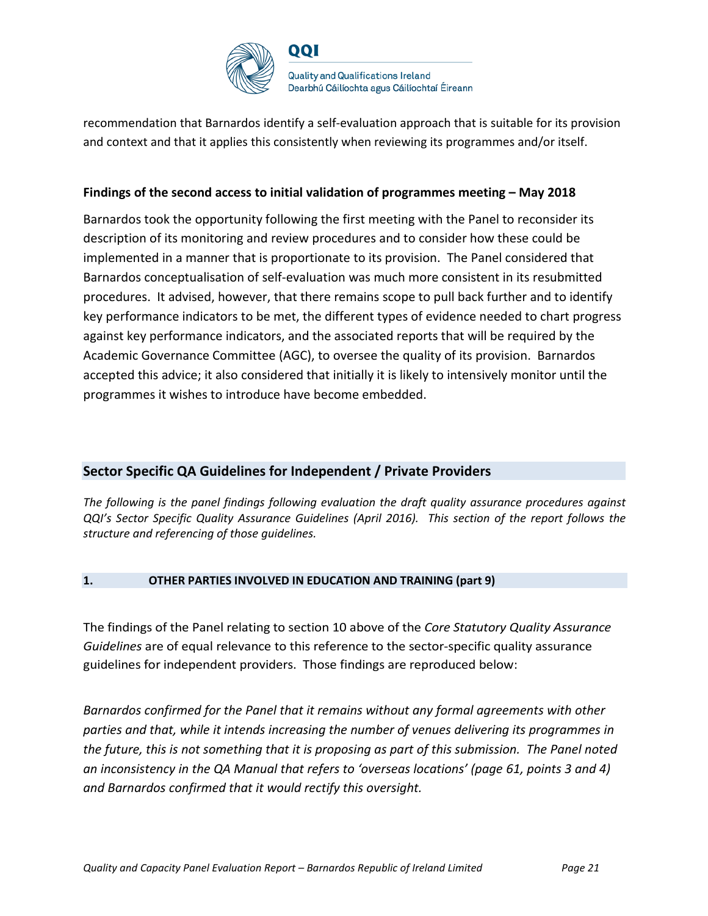recommendation that Barnardos identify a self-evaluation approach that is suitable for its provision and context and that it applies this consistently when reviewing its programmes and/or itself.

**Findings of the second access to initial validation of programmes meeting – May 2018**

Barnardos took the opportunity following the first meeting with the Panel to reconsider its description of its monitoring and review procedures and to consider how these could be implemented in a manner that is proportionate to its provision. The Panel considered that Barnardos conceptualisation of self-evaluation was much more consistent in its resubmitted procedures. It advised, however, that there remains scope to pull back further and to identify key performance indicators to be met, the different types of evidence needed to chart progress against key performance indicators, and the associated reports that will be required by the Academic Governance Committee (AGC), to oversee the quality of its provision. Barnardos accepted this advice; it also considered that initially it is likely to intensively monitor until the programmes it wishes to introduce have become embedded.

## Sector Specific QA Guidelines for Independent / Private Providers

*The following is the panel findings following evaluation the draft quality assurance procedures against QQI's Sector Specific Quality Assurance Guidelines (April 2016). This section of the report follows the structure and referencing of those guidelines.*

### 1. OTHER PARTIES INVOLVED IN EDUCATION AND TRAINING (part 9)

The findings of the Panel relating to section 10 above of the *Core Statutory Quality Assurance Guidelines* are of equal relevance to this reference to the sector-specific quality assurance guidelines for independent providers. Those findings are reproduced below:

*Barnardos confirmed for the Panel that it remains without any formal agreements with other parties and that, while it intends increasing the number of venues delivering its programmes in the future, this is not something that it is proposing as part of this submission. The Panel noted an inconsistency in the QA Manual that refers to 'overseas locations' (page 61, points 3 and 4) and Barnardos confirmed that it would rectify this oversight.*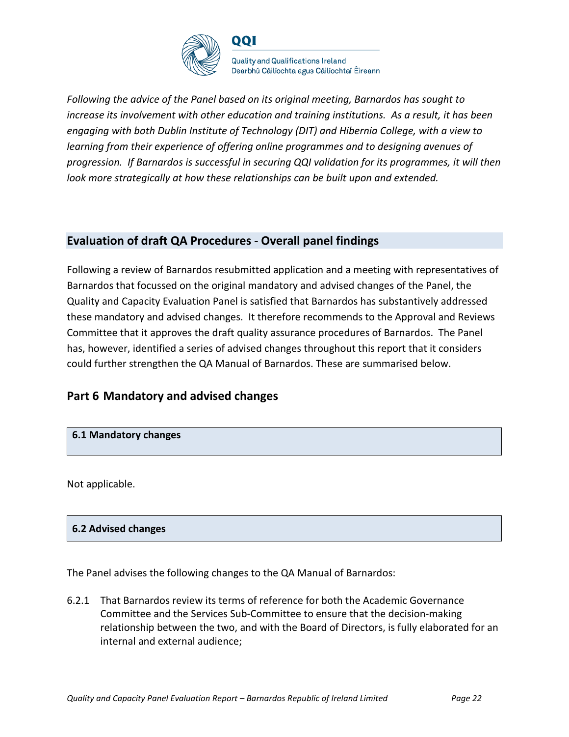*Following the advice of the Panel based on its original meeting, Barnardos has sought to increase its involvement with other education and training institutions. As a result, it has been engaging with both Dublin Institute of Technology (DIT) and Hibernia College, with a view to learning from their experience of offering online programmes and to designing avenues of progression. If Barnardos is successful in securing QQI validation for its programmes, it will then look more strategically at how these relationships can be built upon and extended.*

## Evaluation of draft QA Procedures - Overall panel findings

Following a review of Barnardos resubmitted application and a meeting with representatives of Barnardos that focussed on the original mandatory and advised changes of the Panel, the Quality and Capacity Evaluation Panel is satisfied that Barnardos has substantively addressed these mandatory and advised changes. It therefore recommends to the Approval and Reviews Committee that it approves the draft quality assurance procedures of Barnardos. The Panel has, however, identified a series of advised changes throughout this report that it considers could further strengthen the QA Manual of Barnardos. These are summarised below.

## Part 6 Mandatory and advised changes

### 6.1 Mandatory changes

Not applicable.

### 6.2 Advised changes

The Panel advises the following changes to the QA Manual of Barnardos:

6.2.1 That Barnardos review its terms of reference for both the Academic Governance Committee and the Services Sub-Committee to ensure that the decision-making relationship between the two, and with the Board of Directors, is fully elaborated for an internal and external audience;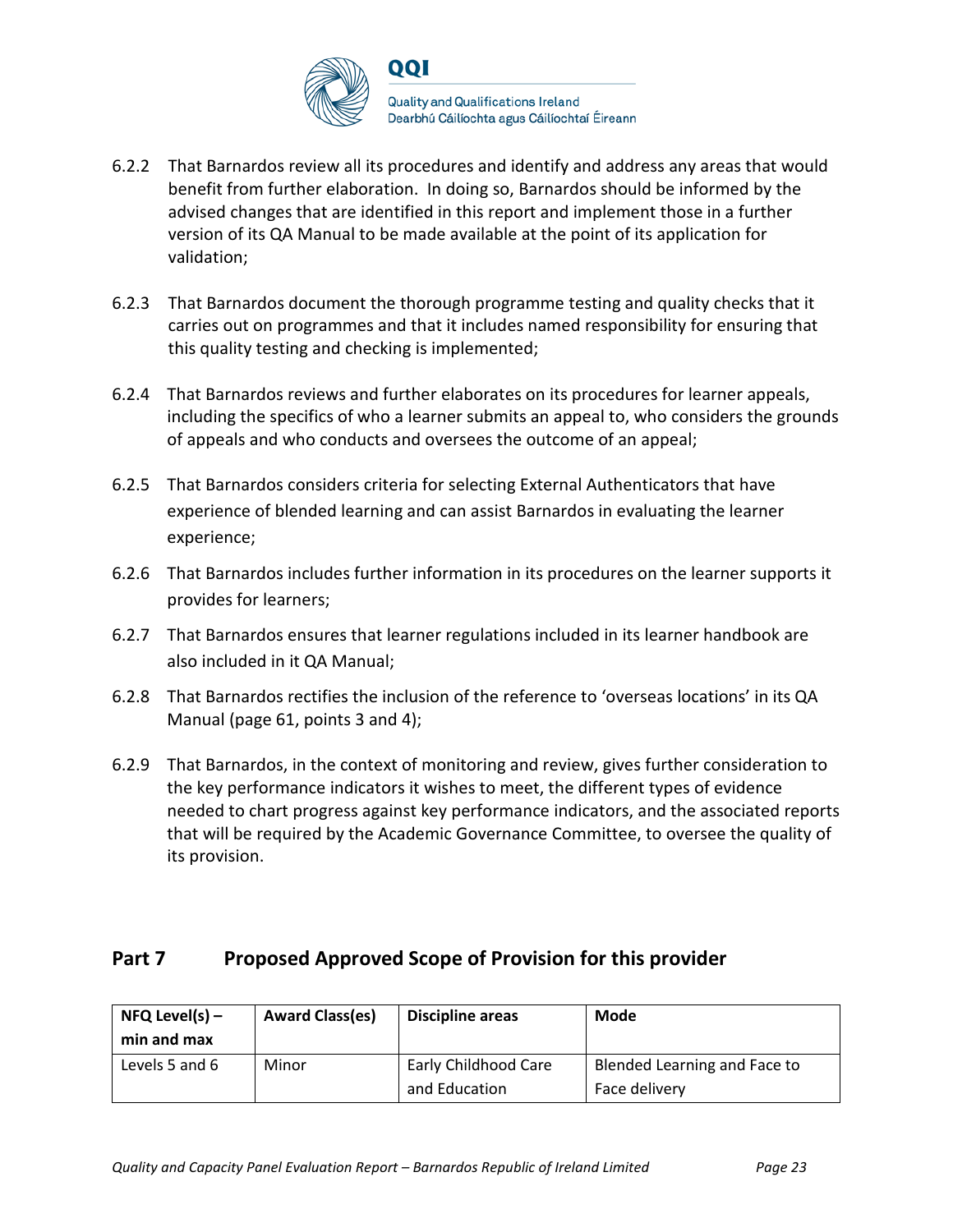6.2.2 That Barnardos review all its procedures and identify and address any areas that would benefit from further elaboration. In doing so, Barnardos should be informed by the advised changes that are identified in this report and implement those in a further version of its QA Manual to be made available at the point of its application for validation;

6.2.3 That Barnardos document the thorough programme testing and quality checks that it carries out on programmes and that it includes named responsibility for ensuring that this quality testing and checking is implemented;

6.2.4 That Barnardos reviews and further elaborates on its procedures for learner appeals, including the specifics of who a learner submits an appeal to, who considers the grounds of appeals and who conducts and oversees the outcome of an appeal;

6.2.5 That Barnardos considers criteria for selecting External Authenticators that have experience of blended learning and can assist Barnardos in evaluating the learner experience;

6.2.6 That Barnardos includes further information in its procedures on the learner supports it provides for learners;

6.2.7 That Barnardos ensures that learner regulations included in its learner handbook are also included in it QA Manual;

6.2.8 That Barnardos rectifies the inclusion of the reference to 'overseas locations' in its QA Manual (page 61, points 3 and 4);

6.2.9 That Barnardos, in the context of monitoring and review, gives further consideration to the key performance indicators it wishes to meet, the different types of evidence needed to chart progress against key performance indicators, and the associated reports that will be required by the Academic Governance Committee, to oversee the quality of its provision.

## Part 7 Proposed Approved Scope of Provision for this provider

| NFQ Level(s) – min and max | Award Class(es) | Discipline areas | Mode |
|---|---|---|---|
| Levels 5 and 6 | Minor | Early Childhood Care and Education | Blended Learning and Face to Face delivery |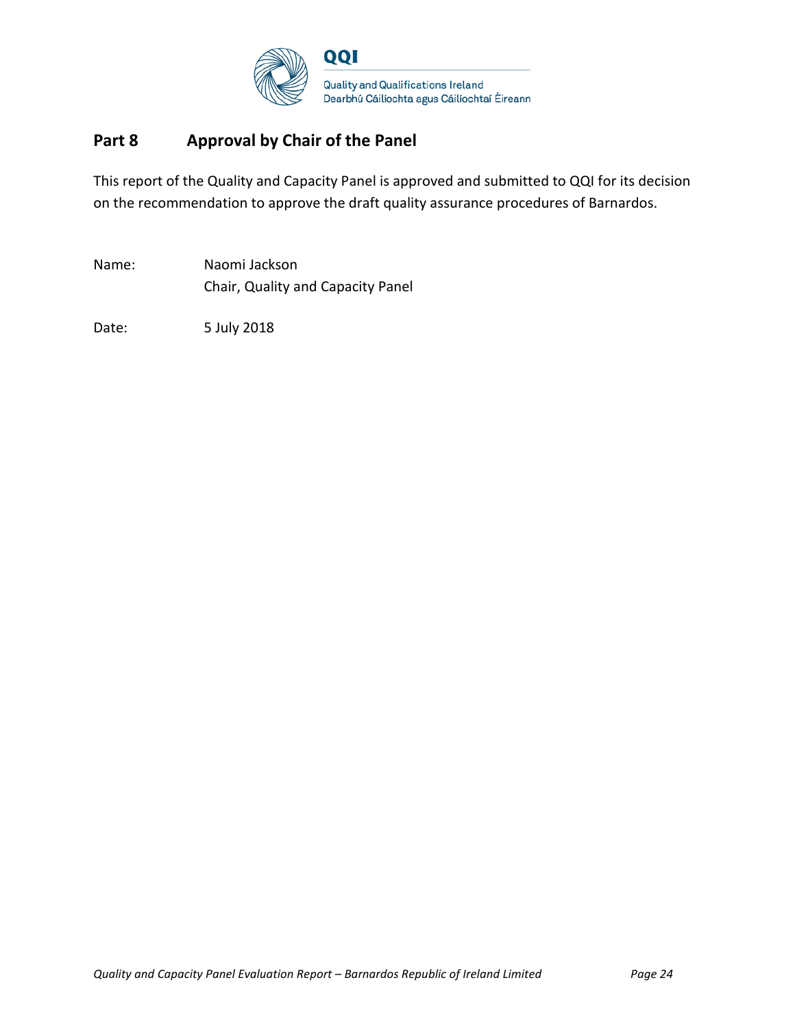## Part 8 Approval by Chair of the Panel

This report of the Quality and Capacity Panel is approved and submitted to QQI for its decision on the recommendation to approve the draft quality assurance procedures of Barnardos.

Name: Naomi Jackson
Chair, Quality and Capacity Panel

Date: 5 July 2018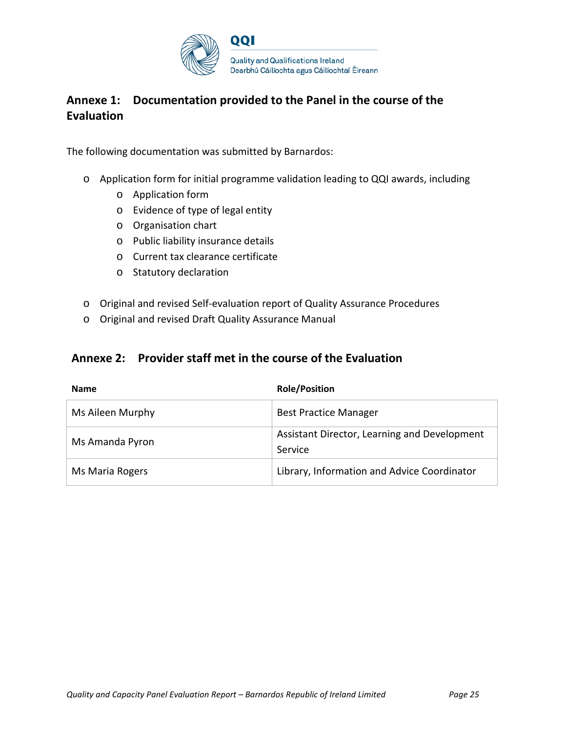## Annexe 1: Documentation provided to the Panel in the course of the Evaluation

The following documentation was submitted by Barnardos:

- Application form for initial programme validation leading to QQI awards, including
  - Application form
  - Evidence of type of legal entity
  - Organisation chart
  - Public liability insurance details
  - Current tax clearance certificate
  - Statutory declaration
- Original and revised Self-evaluation report of Quality Assurance Procedures
- Original and revised Draft Quality Assurance Manual

## Annexe 2: Provider staff met in the course of the Evaluation

| Name | Role/Position |
|---|---|
| Ms Aileen Murphy | Best Practice Manager |
| Ms Amanda Pyron | Assistant Director, Learning and Development Service |
| Ms Maria Rogers | Library, Information and Advice Coordinator |